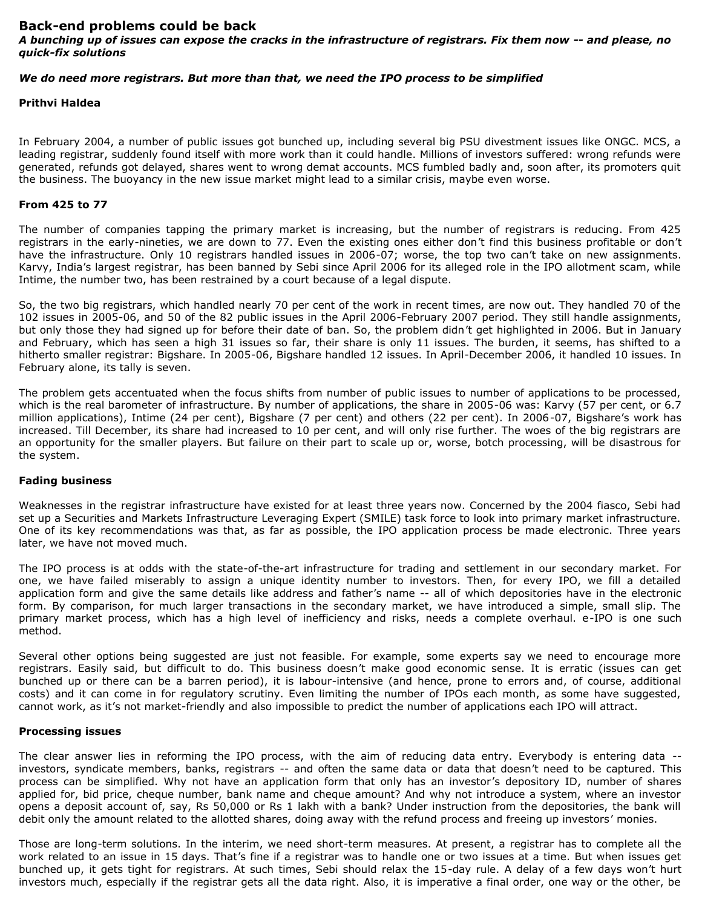# Back-end problems could be back

***A bunching up of issues can expose the cracks in the infrastructure of registrars. Fix them now -- and please, no quick-fix solutions***

***We do need more registrars. But more than that, we need the IPO process to be simplified***

**Prithvi Haldea**

In February 2004, a number of public issues got bunched up, including several big PSU divestment issues like ONGC. MCS, a leading registrar, suddenly found itself with more work than it could handle. Millions of investors suffered: wrong refunds were generated, refunds got delayed, shares went to wrong demat accounts. MCS fumbled badly and, soon after, its promoters quit the business. The buoyancy in the new issue market might lead to a similar crisis, maybe even worse.

## From 425 to 77

The number of companies tapping the primary market is increasing, but the number of registrars is reducing. From 425 registrars in the early-nineties, we are down to 77. Even the existing ones either don't find this business profitable or don't have the infrastructure. Only 10 registrars handled issues in 2006-07; worse, the top two can't take on new assignments. Karvy, India's largest registrar, has been banned by Sebi since April 2006 for its alleged role in the IPO allotment scam, while Intime, the number two, has been restrained by a court because of a legal dispute.

So, the two big registrars, which handled nearly 70 per cent of the work in recent times, are now out. They handled 70 of the 102 issues in 2005-06, and 50 of the 82 public issues in the April 2006-February 2007 period. They still handle assignments, but only those they had signed up for before their date of ban. So, the problem didn't get highlighted in 2006. But in January and February, which has seen a high 31 issues so far, their share is only 11 issues. The burden, it seems, has shifted to a hitherto smaller registrar: Bigshare. In 2005-06, Bigshare handled 12 issues. In April-December 2006, it handled 10 issues. In February alone, its tally is seven.

The problem gets accentuated when the focus shifts from number of public issues to number of applications to be processed, which is the real barometer of infrastructure. By number of applications, the share in 2005-06 was: Karvy (57 per cent, or 6.7 million applications), Intime (24 per cent), Bigshare (7 per cent) and others (22 per cent). In 2006-07, Bigshare's work has increased. Till December, its share had increased to 10 per cent, and will only rise further. The woes of the big registrars are an opportunity for the smaller players. But failure on their part to scale up or, worse, botch processing, will be disastrous for the system.

## Fading business

Weaknesses in the registrar infrastructure have existed for at least three years now. Concerned by the 2004 fiasco, Sebi had set up a Securities and Markets Infrastructure Leveraging Expert (SMILE) task force to look into primary market infrastructure. One of its key recommendations was that, as far as possible, the IPO application process be made electronic. Three years later, we have not moved much.

The IPO process is at odds with the state-of-the-art infrastructure for trading and settlement in our secondary market. For one, we have failed miserably to assign a unique identity number to investors. Then, for every IPO, we fill a detailed application form and give the same details like address and father's name -- all of which depositories have in the electronic form. By comparison, for much larger transactions in the secondary market, we have introduced a simple, small slip. The primary market process, which has a high level of inefficiency and risks, needs a complete overhaul. e-IPO is one such method.

Several other options being suggested are just not feasible. For example, some experts say we need to encourage more registrars. Easily said, but difficult to do. This business doesn't make good economic sense. It is erratic (issues can get bunched up or there can be a barren period), it is labour-intensive (and hence, prone to errors and, of course, additional costs) and it can come in for regulatory scrutiny. Even limiting the number of IPOs each month, as some have suggested, cannot work, as it's not market-friendly and also impossible to predict the number of applications each IPO will attract.

## Processing issues

The clear answer lies in reforming the IPO process, with the aim of reducing data entry. Everybody is entering data -- investors, syndicate members, banks, registrars -- and often the same data or data that doesn't need to be captured. This process can be simplified. Why not have an application form that only has an investor's depository ID, number of shares applied for, bid price, cheque number, bank name and cheque amount? And why not introduce a system, where an investor opens a deposit account of, say, Rs 50,000 or Rs 1 lakh with a bank? Under instruction from the depositories, the bank will debit only the amount related to the allotted shares, doing away with the refund process and freeing up investors' monies.

Those are long-term solutions. In the interim, we need short-term measures. At present, a registrar has to complete all the work related to an issue in 15 days. That's fine if a registrar was to handle one or two issues at a time. But when issues get bunched up, it gets tight for registrars. At such times, Sebi should relax the 15-day rule. A delay of a few days won't hurt investors much, especially if the registrar gets all the data right. Also, it is imperative a final order, one way or the other, be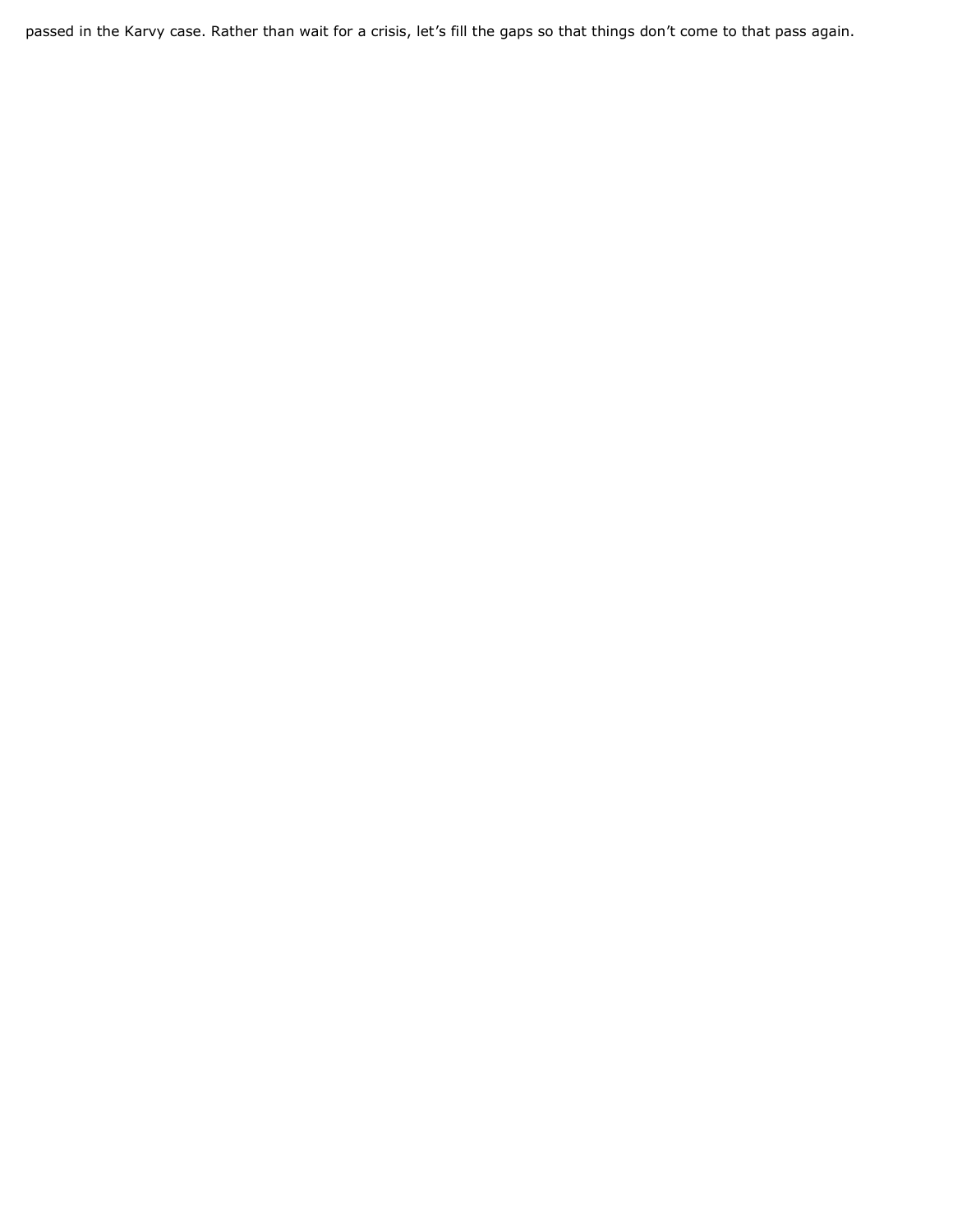passed in the Karvy case. Rather than wait for a crisis, let's fill the gaps so that things don't come to that pass again.